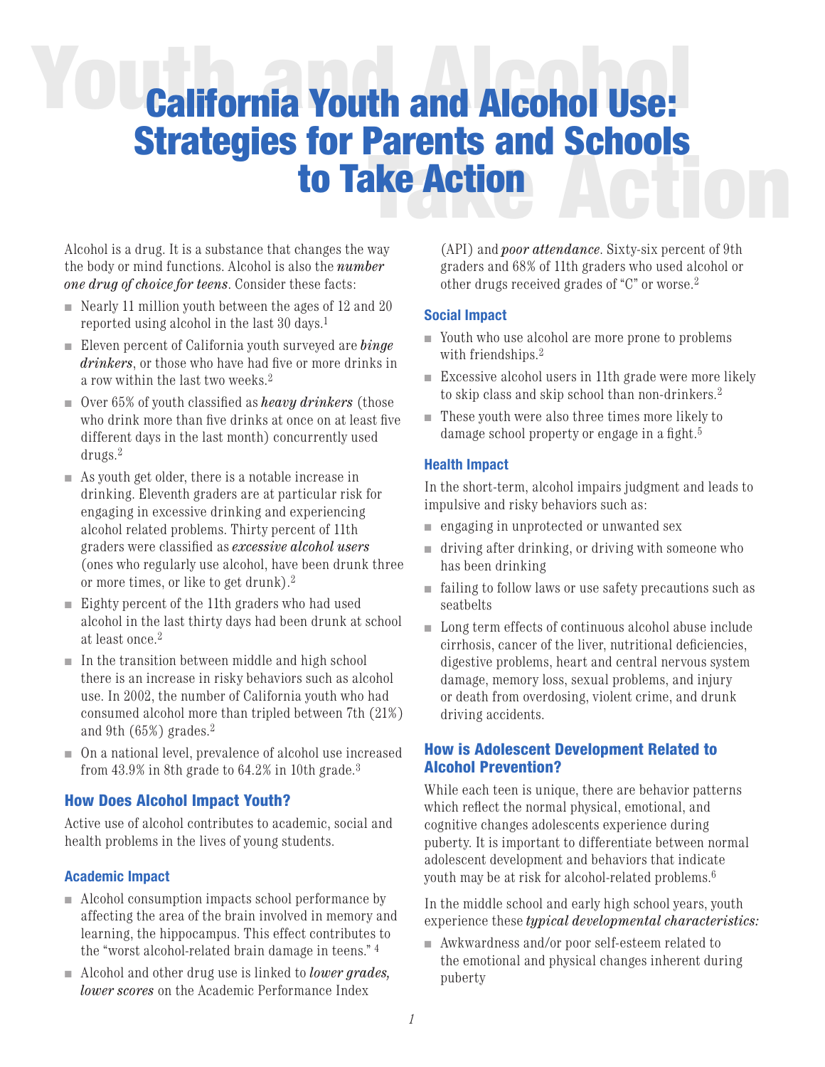# California Youth and Alcohol Use: Strategies for Parents and Schools to Take Action

Alcohol is a drug. It is a substance that changes the way the body or mind functions. Alcohol is also the ***number one drug of choice for teens***. Consider these facts:

- Nearly 11 million youth between the ages of 12 and 20 reported using alcohol in the last 30 days.[1]
- Eleven percent of California youth surveyed are ***binge drinkers***, or those who have had five or more drinks in a row within the last two weeks.[2]
- Over 65% of youth classified as ***heavy drinkers*** (those who drink more than five drinks at once on at least five different days in the last month) concurrently used drugs.[2]
- As youth get older, there is a notable increase in drinking. Eleventh graders are at particular risk for engaging in excessive drinking and experiencing alcohol related problems. Thirty percent of 11th graders were classified as ***excessive alcohol users*** (ones who regularly use alcohol, have been drunk three or more times, or like to get drunk).[2]
- Eighty percent of the 11th graders who had used alcohol in the last thirty days had been drunk at school at least once.[2]
- In the transition between middle and high school there is an increase in risky behaviors such as alcohol use. In 2002, the number of California youth who had consumed alcohol more than tripled between 7th (21%) and 9th (65%) grades.[2]
- On a national level, prevalence of alcohol use increased from 43.9% in 8th grade to 64.2% in 10th grade.[3]

## How Does Alcohol Impact Youth?

Active use of alcohol contributes to academic, social and health problems in the lives of young students.

### Academic Impact

- Alcohol consumption impacts school performance by affecting the area of the brain involved in memory and learning, the hippocampus. This effect contributes to the "worst alcohol-related brain damage in teens." [4]
- Alcohol and other drug use is linked to ***lower grades, lower scores*** on the Academic Performance Index (API) and ***poor attendance***. Sixty-six percent of 9th graders and 68% of 11th graders who used alcohol or other drugs received grades of "C" or worse.[2]

### Social Impact

- Youth who use alcohol are more prone to problems with friendships.[2]
- Excessive alcohol users in 11th grade were more likely to skip class and skip school than non-drinkers.[2]
- These youth were also three times more likely to damage school property or engage in a fight.[5]

### Health Impact

In the short-term, alcohol impairs judgment and leads to impulsive and risky behaviors such as:

- engaging in unprotected or unwanted sex
- driving after drinking, or driving with someone who has been drinking
- failing to follow laws or use safety precautions such as seatbelts
- Long term effects of continuous alcohol abuse include cirrhosis, cancer of the liver, nutritional deficiencies, digestive problems, heart and central nervous system damage, memory loss, sexual problems, and injury or death from overdosing, violent crime, and drunk driving accidents.

## How is Adolescent Development Related to Alcohol Prevention?

While each teen is unique, there are behavior patterns which reflect the normal physical, emotional, and cognitive changes adolescents experience during puberty. It is important to differentiate between normal adolescent development and behaviors that indicate youth may be at risk for alcohol-related problems.[6]

In the middle school and early high school years, youth experience these ***typical developmental characteristics:***

- Awkwardness and/or poor self-esteem related to the emotional and physical changes inherent during puberty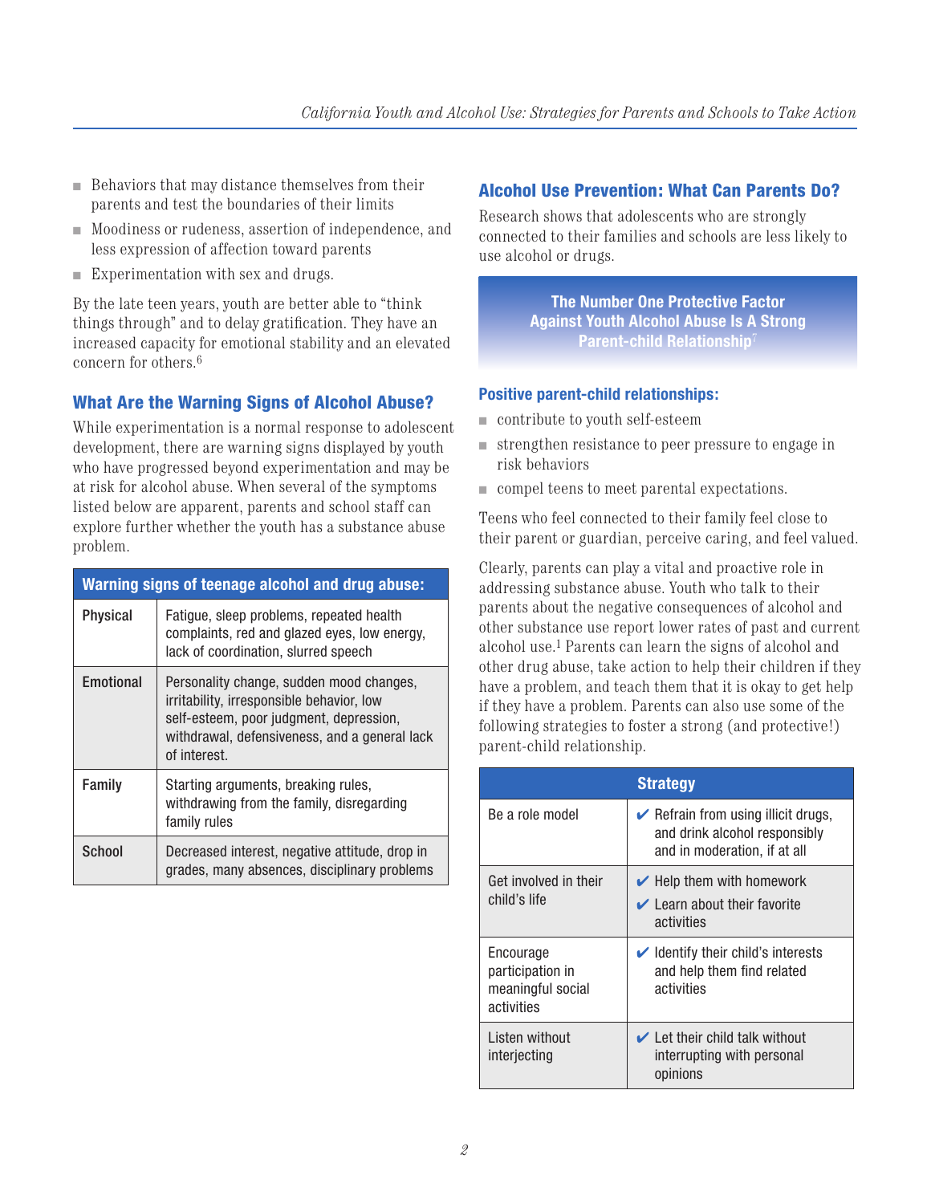- Behaviors that may distance themselves from their parents and test the boundaries of their limits
- Moodiness or rudeness, assertion of independence, and less expression of affection toward parents
- Experimentation with sex and drugs.

By the late teen years, youth are better able to "think things through" and to delay gratification. They have an increased capacity for emotional stability and an elevated concern for others.[6]

## What Are the Warning Signs of Alcohol Abuse?

While experimentation is a normal response to adolescent development, there are warning signs displayed by youth who have progressed beyond experimentation and may be at risk for alcohol abuse. When several of the symptoms listed below are apparent, parents and school staff can explore further whether the youth has a substance abuse problem.

| Warning signs of teenage alcohol and drug abuse: | |
|---|---|
| **Physical** | Fatigue, sleep problems, repeated health complaints, red and glazed eyes, low energy, lack of coordination, slurred speech |
| **Emotional** | Personality change, sudden mood changes, irritability, irresponsible behavior, low self-esteem, poor judgment, depression, withdrawal, defensiveness, and a general lack of interest. |
| **Family** | Starting arguments, breaking rules, withdrawing from the family, disregarding family rules |
| **School** | Decreased interest, negative attitude, drop in grades, many absences, disciplinary problems |

## Alcohol Use Prevention: What Can Parents Do?

Research shows that adolescents who are strongly connected to their families and schools are less likely to use alcohol or drugs.

**The Number One Protective Factor Against Youth Alcohol Abuse Is A Strong Parent-child Relationship[7]**

### Positive parent-child relationships:

- contribute to youth self-esteem
- strengthen resistance to peer pressure to engage in risk behaviors
- compel teens to meet parental expectations.

Teens who feel connected to their family feel close to their parent or guardian, perceive caring, and feel valued.

Clearly, parents can play a vital and proactive role in addressing substance abuse. Youth who talk to their parents about the negative consequences of alcohol and other substance use report lower rates of past and current alcohol use.[1] Parents can learn the signs of alcohol and other drug abuse, take action to help their children if they have a problem, and teach them that it is okay to get help if they have a problem. Parents can also use some of the following strategies to foster a strong (and protective!) parent-child relationship.

| Strategy | |
|---|---|
| Be a role model | ✔ Refrain from using illicit drugs, and drink alcohol responsibly and in moderation, if at all |
| Get involved in their child's life | ✔ Help them with homework<br>✔ Learn about their favorite activities |
| Encourage participation in meaningful social activities | ✔ Identify their child's interests and help them find related activities |
| Listen without interjecting | ✔ Let their child talk without interrupting with personal opinions |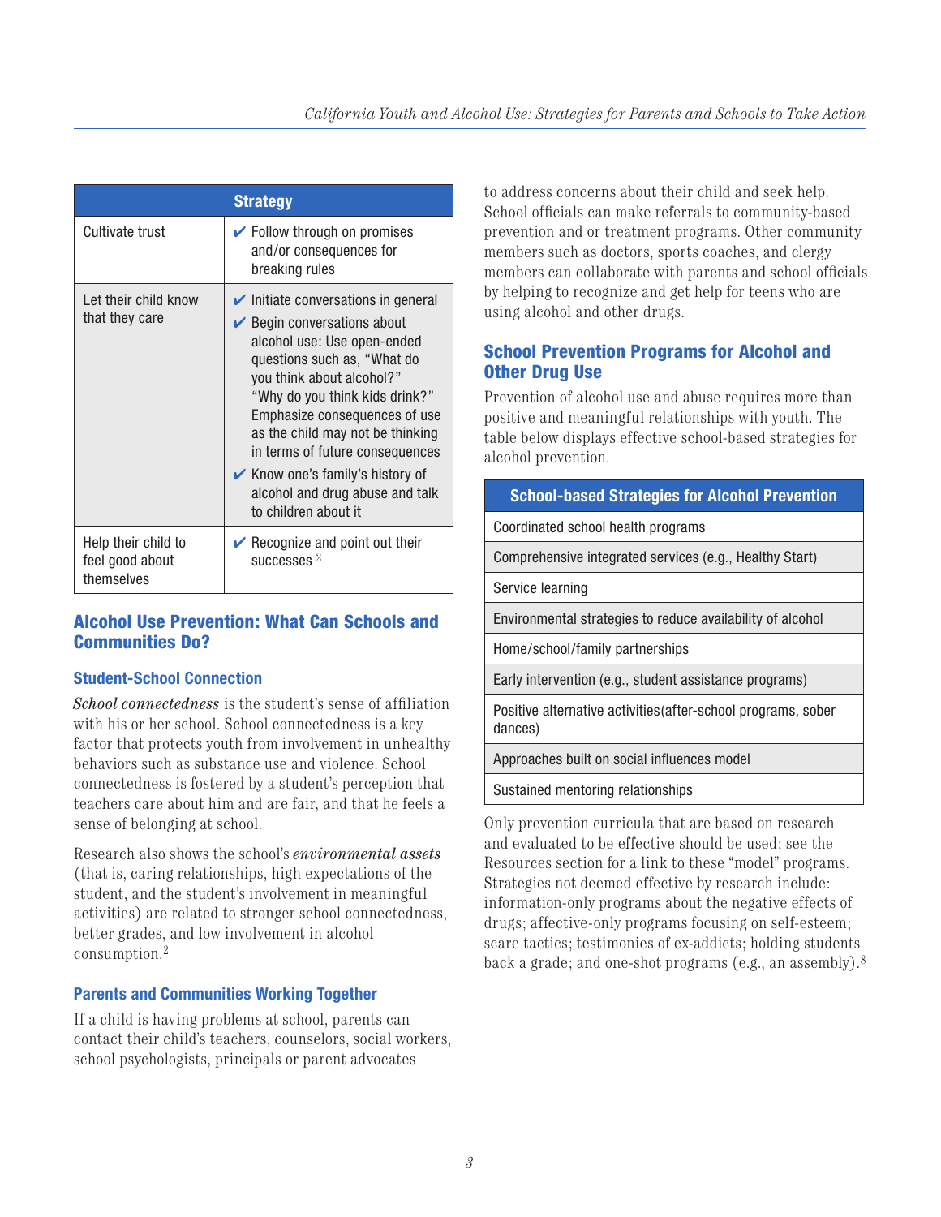| Strategy | |
|---|---|
| Cultivate trust | ✔ Follow through on promises and/or consequences for breaking rules |
| Let their child know that they care | ✔ Initiate conversations in general<br>✔ Begin conversations about alcohol use: Use open-ended questions such as, "What do you think about alcohol?" "Why do you think kids drink?" Emphasize consequences of use as the child may not be thinking in terms of future consequences<br>✔ Know one's family's history of alcohol and drug abuse and talk to children about it |
| Help their child to feel good about themselves | ✔ Recognize and point out their successes [2] |

## Alcohol Use Prevention: What Can Schools and Communities Do?

### Student-School Connection

*School connectedness* is the student's sense of affiliation with his or her school. School connectedness is a key factor that protects youth from involvement in unhealthy behaviors such as substance use and violence. School connectedness is fostered by a student's perception that teachers care about him and are fair, and that he feels a sense of belonging at school.

Research also shows the school's *environmental assets* (that is, caring relationships, high expectations of the student, and the student's involvement in meaningful activities) are related to stronger school connectedness, better grades, and low involvement in alcohol consumption.[2]

### Parents and Communities Working Together

If a child is having problems at school, parents can contact their child's teachers, counselors, social workers, school psychologists, principals or parent advocates to address concerns about their child and seek help. School officials can make referrals to community-based prevention and or treatment programs. Other community members such as doctors, sports coaches, and clergy members can collaborate with parents and school officials by helping to recognize and get help for teens who are using alcohol and other drugs.

### School Prevention Programs for Alcohol and Other Drug Use

Prevention of alcohol use and abuse requires more than positive and meaningful relationships with youth. The table below displays effective school-based strategies for alcohol prevention.

| School-based Strategies for Alcohol Prevention |
|---|
| Coordinated school health programs |
| Comprehensive integrated services (e.g., Healthy Start) |
| Service learning |
| Environmental strategies to reduce availability of alcohol |
| Home/school/family partnerships |
| Early intervention (e.g., student assistance programs) |
| Positive alternative activities(after-school programs, sober dances) |
| Approaches built on social influences model |
| Sustained mentoring relationships |

Only prevention curricula that are based on research and evaluated to be effective should be used; see the Resources section for a link to these "model" programs. Strategies not deemed effective by research include: information-only programs about the negative effects of drugs; affective-only programs focusing on self-esteem; scare tactics; testimonies of ex-addicts; holding students back a grade; and one-shot programs (e.g., an assembly).[8]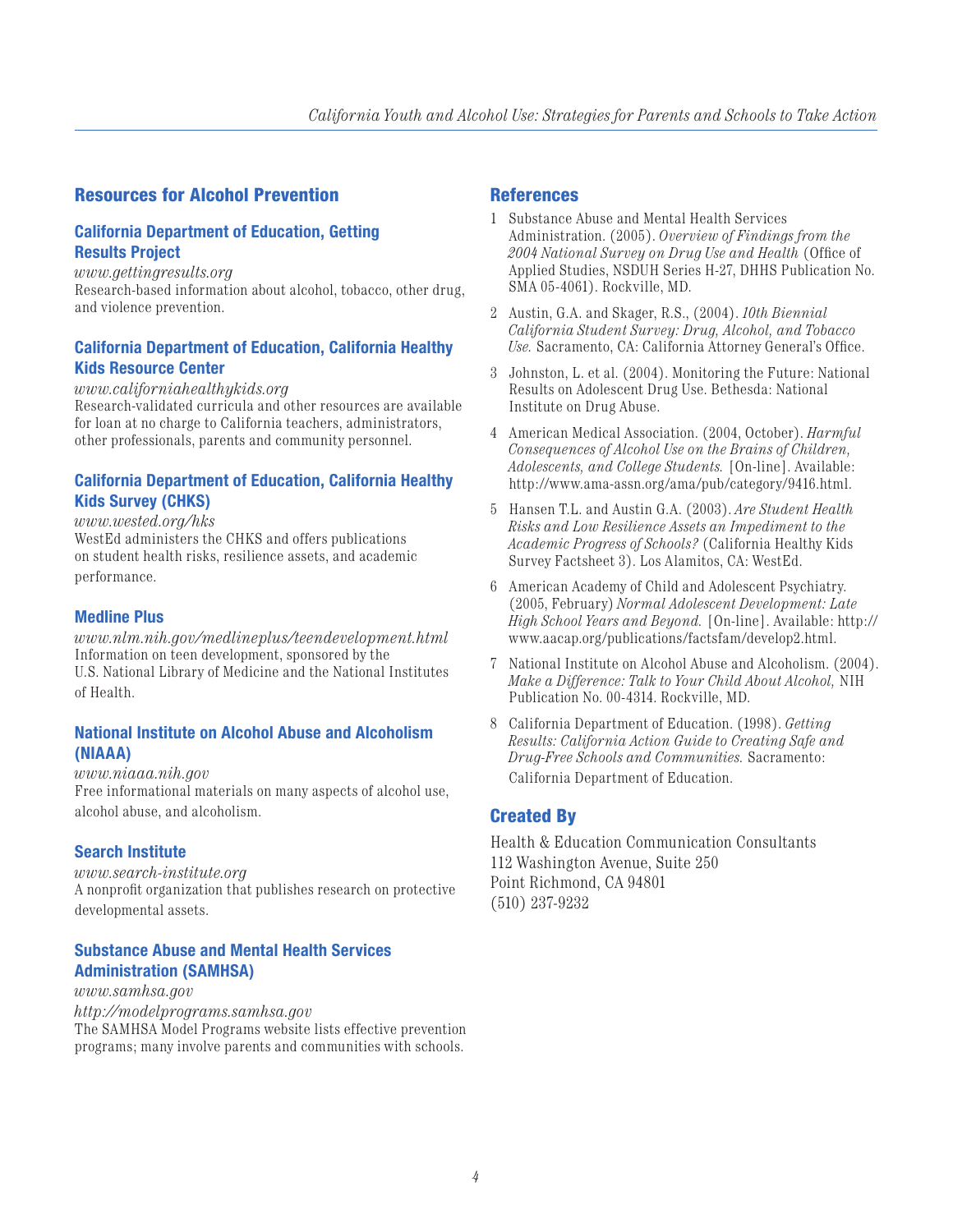## Resources for Alcohol Prevention

### California Department of Education, Getting Results Project

*www.gettingresults.org*
Research-based information about alcohol, tobacco, other drug, and violence prevention.

### California Department of Education, California Healthy Kids Resource Center

*www.californiahealthykids.org*
Research-validated curricula and other resources are available for loan at no charge to California teachers, administrators, other professionals, parents and community personnel.

### California Department of Education, California Healthy Kids Survey (CHKS)

*www.wested.org/hks*
WestEd administers the CHKS and offers publications on student health risks, resilience assets, and academic performance.

### Medline Plus

*www.nlm.nih.gov/medlineplus/teendevelopment.html*
Information on teen development, sponsored by the U.S. National Library of Medicine and the National Institutes of Health.

### National Institute on Alcohol Abuse and Alcoholism (NIAAA)

*www.niaaa.nih.gov*
Free informational materials on many aspects of alcohol use, alcohol abuse, and alcoholism.

### Search Institute

*www.search-institute.org*
A nonprofit organization that publishes research on protective developmental assets.

### Substance Abuse and Mental Health Services Administration (SAMHSA)

*www.samhsa.gov*
*http://modelprograms.samhsa.gov*
The SAMHSA Model Programs website lists effective prevention programs; many involve parents and communities with schools.

## References

1. Substance Abuse and Mental Health Services Administration. (2005). *Overview of Findings from the 2004 National Survey on Drug Use and Health* (Office of Applied Studies, NSDUH Series H-27, DHHS Publication No. SMA 05-4061). Rockville, MD.
2. Austin, G.A. and Skager, R.S., (2004). *10th Biennial California Student Survey: Drug, Alcohol, and Tobacco Use.* Sacramento, CA: California Attorney General's Office.
3. Johnston, L. et al. (2004). Monitoring the Future: National Results on Adolescent Drug Use. Bethesda: National Institute on Drug Abuse.
4. American Medical Association. (2004, October). *Harmful Consequences of Alcohol Use on the Brains of Children, Adolescents, and College Students.* [On-line]. Available: http://www.ama-assn.org/ama/pub/category/9416.html.
5. Hansen T.L. and Austin G.A. (2003). *Are Student Health Risks and Low Resilience Assets an Impediment to the Academic Progress of Schools?* (California Healthy Kids Survey Factsheet 3). Los Alamitos, CA: WestEd.
6. American Academy of Child and Adolescent Psychiatry. (2005, February) *Normal Adolescent Development: Late High School Years and Beyond.* [On-line]. Available: http://www.aacap.org/publications/factsfam/develop2.html.
7. National Institute on Alcohol Abuse and Alcoholism. (2004). *Make a Difference: Talk to Your Child About Alcohol,* NIH Publication No. 00-4314. Rockville, MD.
8. California Department of Education. (1998). *Getting Results: California Action Guide to Creating Safe and Drug-Free Schools and Communities.* Sacramento: California Department of Education.

## Created By

Health & Education Communication Consultants
112 Washington Avenue, Suite 250
Point Richmond, CA 94801
(510) 237-9232